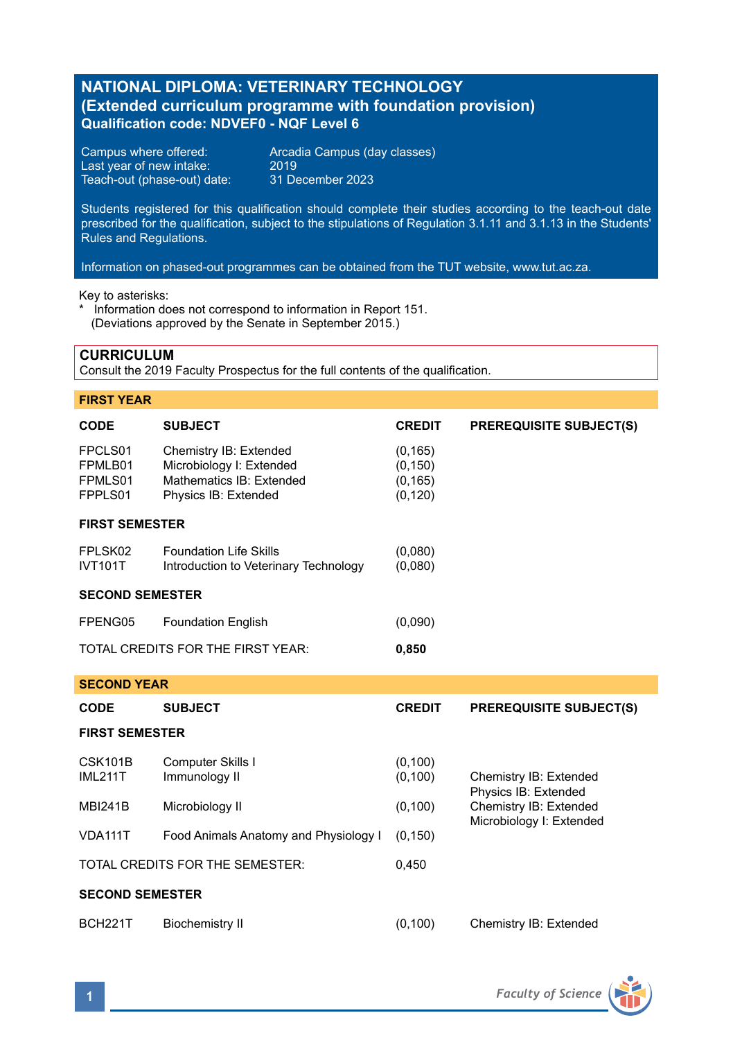# NATIONAL DIPLOMA: VETERINARY TECHNOLOGY
## (Extended curriculum programme with foundation provision)
### Qualification code: NDVEF0 - NQF Level 6

Campus where offered: Arcadia Campus (day classes)
Last year of new intake: 2019
Teach-out (phase-out) date: 31 December 2023

Students registered for this qualification should complete their studies according to the teach-out date prescribed for the qualification, subject to the stipulations of Regulation 3.1.11 and 3.1.13 in the Students' Rules and Regulations.

Information on phased-out programmes can be obtained from the TUT website, www.tut.ac.za.

Key to asterisks:
* Information does not correspond to information in Report 151. (Deviations approved by the Senate in September 2015.)

## CURRICULUM

Consult the 2019 Faculty Prospectus for the full contents of the qualification.

### FIRST YEAR

| CODE | SUBJECT | CREDIT | PREREQUISITE SUBJECT(S) |
|---|---|---|---|
| FPCLS01 | Chemistry IB: Extended | (0,165) | |
| FPMLB01 | Microbiology I: Extended | (0,150) | |
| FPMLS01 | Mathematics IB: Extended | (0,165) | |
| FPPLS01 | Physics IB: Extended | (0,120) | |
| **FIRST SEMESTER** | | | |
| FPLSK02 | Foundation Life Skills | (0,080) | |
| IVT101T | Introduction to Veterinary Technology | (0,080) | |
| **SECOND SEMESTER** | | | |
| FPENG05 | Foundation English | (0,090) | |
| TOTAL CREDITS FOR THE FIRST YEAR: | | **0,850** | |

### SECOND YEAR

| CODE | SUBJECT | CREDIT | PREREQUISITE SUBJECT(S) |
|---|---|---|---|
| **FIRST SEMESTER** | | | |
| CSK101B | Computer Skills I | (0,100) | |
| IML211T | Immunology II | (0,100) | Chemistry IB: Extended<br>Physics IB: Extended |
| MBI241B | Microbiology II | (0,100) | Chemistry IB: Extended<br>Microbiology I: Extended |
| VDA111T | Food Animals Anatomy and Physiology I | (0,150) | |
| TOTAL CREDITS FOR THE SEMESTER: | | 0,450 | |
| **SECOND SEMESTER** | | | |
| BCH221T | Biochemistry II | (0,100) | Chemistry IB: Extended |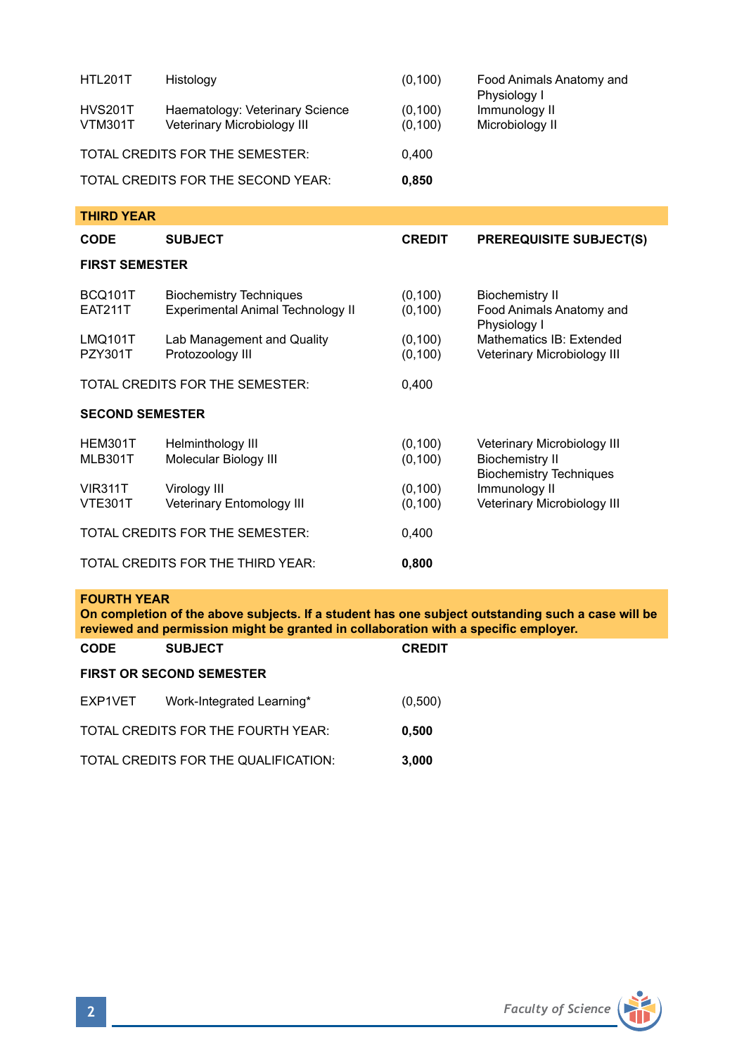| CODE | SUBJECT | CREDIT | PREREQUISITE SUBJECT(S) |
|---|---|---|---|
| HTL201T | Histology | (0,100) | Food Animals Anatomy and Physiology I |
| HVS201T | Haematology: Veterinary Science | (0,100) | Immunology II |
| VTM301T | Veterinary Microbiology III | (0,100) | Microbiology II |
| | TOTAL CREDITS FOR THE SEMESTER: | 0,400 | |
| | TOTAL CREDITS FOR THE SECOND YEAR: | **0,850** | |

## THIRD YEAR

| CODE | SUBJECT | CREDIT | PREREQUISITE SUBJECT(S) |
|---|---|---|---|
| **FIRST SEMESTER** | | | |
| BCQ101T | Biochemistry Techniques | (0,100) | Biochemistry II |
| EAT211T | Experimental Animal Technology II | (0,100) | Food Animals Anatomy and Physiology I |
| LMQ101T | Lab Management and Quality | (0,100) | Mathematics IB: Extended |
| PZY301T | Protozoology III | (0,100) | Veterinary Microbiology III |
| | TOTAL CREDITS FOR THE SEMESTER: | 0,400 | |
| **SECOND SEMESTER** | | | |
| HEM301T | Helminthology III | (0,100) | Veterinary Microbiology III |
| MLB301T | Molecular Biology III | (0,100) | Biochemistry II<br>Biochemistry Techniques |
| VIR311T | Virology III | (0,100) | Immunology II |
| VTE301T | Veterinary Entomology III | (0,100) | Veterinary Microbiology III |
| | TOTAL CREDITS FOR THE SEMESTER: | 0,400 | |
| | TOTAL CREDITS FOR THE THIRD YEAR: | **0,800** | |

## FOURTH YEAR

**On completion of the above subjects. If a student has one subject outstanding such a case will be reviewed and permission might be granted in collaboration with a specific employer.**

| CODE | SUBJECT | CREDIT |
|---|---|---|
| **FIRST OR SECOND SEMESTER** | | |
| EXP1VET | Work-Integrated Learning* | (0,500) |
| | TOTAL CREDITS FOR THE FOURTH YEAR: | **0,500** |
| | TOTAL CREDITS FOR THE QUALIFICATION: | **3,000** |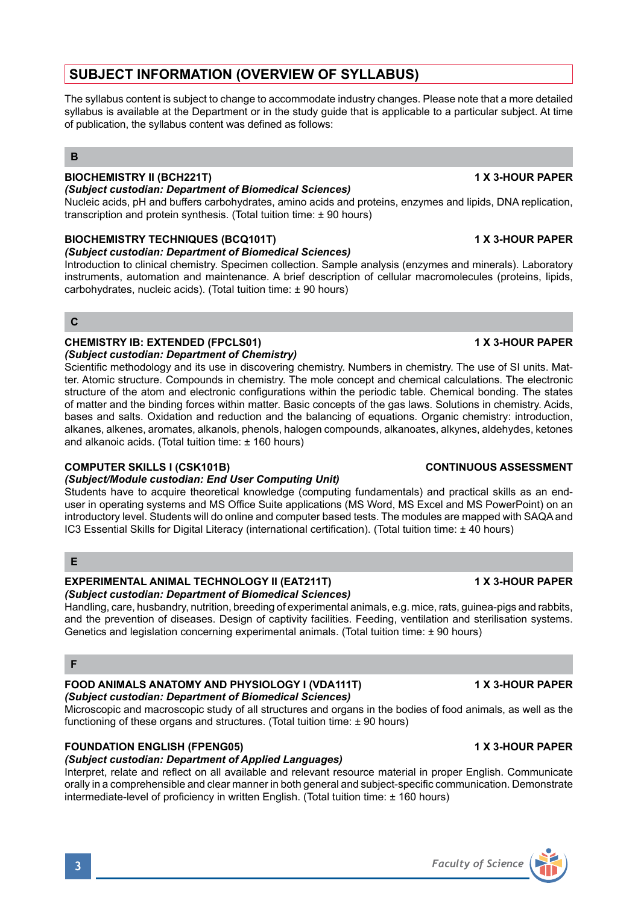## SUBJECT INFORMATION (OVERVIEW OF SYLLABUS)

The syllabus content is subject to change to accommodate industry changes. Please note that a more detailed syllabus is available at the Department or in the study guide that is applicable to a particular subject. At time of publication, the syllabus content was defined as follows:

### B

**BIOCHEMISTRY II (BCH221T)** **1 X 3-HOUR PAPER**

***(Subject custodian: Department of Biomedical Sciences)***

Nucleic acids, pH and buffers carbohydrates, amino acids and proteins, enzymes and lipids, DNA replication, transcription and protein synthesis. (Total tuition time: ± 90 hours)

**BIOCHEMISTRY TECHNIQUES (BCQ101T)** **1 X 3-HOUR PAPER**

***(Subject custodian: Department of Biomedical Sciences)***

Introduction to clinical chemistry. Specimen collection. Sample analysis (enzymes and minerals). Laboratory instruments, automation and maintenance. A brief description of cellular macromolecules (proteins, lipids, carbohydrates, nucleic acids). (Total tuition time: ± 90 hours)

### C

**CHEMISTRY IB: EXTENDED (FPCLS01)** **1 X 3-HOUR PAPER**

***(Subject custodian: Department of Chemistry)***

Scientific methodology and its use in discovering chemistry. Numbers in chemistry. The use of SI units. Matter. Atomic structure. Compounds in chemistry. The mole concept and chemical calculations. The electronic structure of the atom and electronic configurations within the periodic table. Chemical bonding. The states of matter and the binding forces within matter. Basic concepts of the gas laws. Solutions in chemistry. Acids, bases and salts. Oxidation and reduction and the balancing of equations. Organic chemistry: introduction, alkanes, alkenes, aromates, alkanols, phenols, halogen compounds, alkanoates, alkynes, aldehydes, ketones and alkanoic acids. (Total tuition time: ± 160 hours)

**COMPUTER SKILLS I (CSK101B)** **CONTINUOUS ASSESSMENT**

***(Subject/Module custodian: End User Computing Unit)***

Students have to acquire theoretical knowledge (computing fundamentals) and practical skills as an end-user in operating systems and MS Office Suite applications (MS Word, MS Excel and MS PowerPoint) on an introductory level. Students will do online and computer based tests. The modules are mapped with SAQA and IC3 Essential Skills for Digital Literacy (international certification). (Total tuition time: ± 40 hours)

### E

**EXPERIMENTAL ANIMAL TECHNOLOGY II (EAT211T)** **1 X 3-HOUR PAPER**

***(Subject custodian: Department of Biomedical Sciences)***

Handling, care, husbandry, nutrition, breeding of experimental animals, e.g. mice, rats, guinea-pigs and rabbits, and the prevention of diseases. Design of captivity facilities. Feeding, ventilation and sterilisation systems. Genetics and legislation concerning experimental animals. (Total tuition time: ± 90 hours)

### F

**FOOD ANIMALS ANATOMY AND PHYSIOLOGY I (VDA111T)** **1 X 3-HOUR PAPER**

***(Subject custodian: Department of Biomedical Sciences)***

Microscopic and macroscopic study of all structures and organs in the bodies of food animals, as well as the functioning of these organs and structures. (Total tuition time: ± 90 hours)

**FOUNDATION ENGLISH (FPENG05)** **1 X 3-HOUR PAPER**

***(Subject custodian: Department of Applied Languages)***

Interpret, relate and reflect on all available and relevant resource material in proper English. Communicate orally in a comprehensible and clear manner in both general and subject-specific communication. Demonstrate intermediate-level of proficiency in written English. (Total tuition time: ± 160 hours)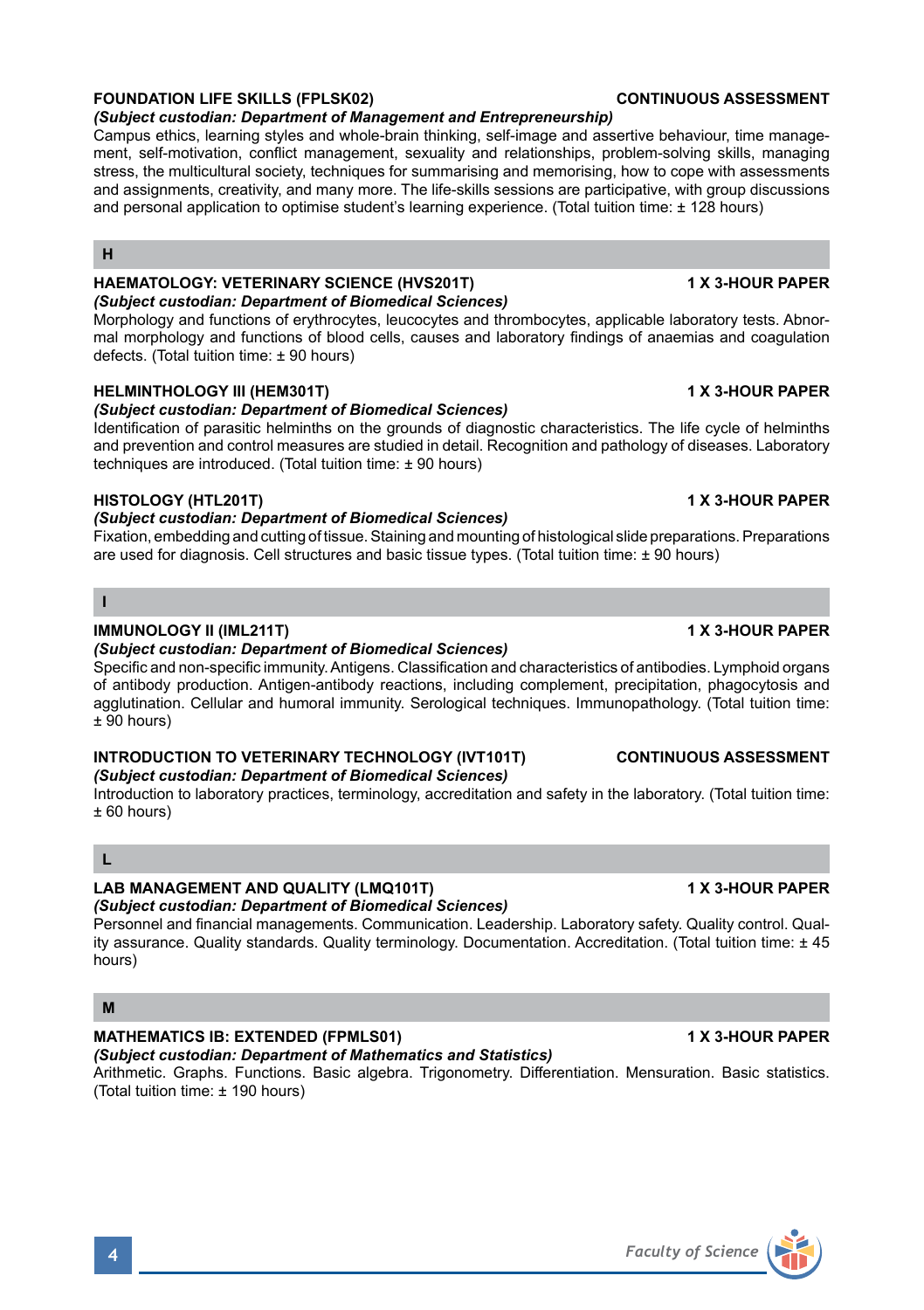**FOUNDATION LIFE SKILLS (FPLSK02) CONTINUOUS ASSESSMENT**

***(Subject custodian: Department of Management and Entrepreneurship)***

Campus ethics, learning styles and whole-brain thinking, self-image and assertive behaviour, time management, self-motivation, conflict management, sexuality and relationships, problem-solving skills, managing stress, the multicultural society, techniques for summarising and memorising, how to cope with assessments and assignments, creativity, and many more. The life-skills sessions are participative, with group discussions and personal application to optimise student's learning experience. (Total tuition time: ± 128 hours)

## H

**HAEMATOLOGY: VETERINARY SCIENCE (HVS201T) 1 X 3-HOUR PAPER**

***(Subject custodian: Department of Biomedical Sciences)***

Morphology and functions of erythrocytes, leucocytes and thrombocytes, applicable laboratory tests. Abnormal morphology and functions of blood cells, causes and laboratory findings of anaemias and coagulation defects. (Total tuition time: ± 90 hours)

**HELMINTHOLOGY III (HEM301T) 1 X 3-HOUR PAPER**

***(Subject custodian: Department of Biomedical Sciences)***

Identification of parasitic helminths on the grounds of diagnostic characteristics. The life cycle of helminths and prevention and control measures are studied in detail. Recognition and pathology of diseases. Laboratory techniques are introduced. (Total tuition time: ± 90 hours)

**HISTOLOGY (HTL201T) 1 X 3-HOUR PAPER**

***(Subject custodian: Department of Biomedical Sciences)***

Fixation, embedding and cutting of tissue. Staining and mounting of histological slide preparations. Preparations are used for diagnosis. Cell structures and basic tissue types. (Total tuition time: ± 90 hours)

## I

**IMMUNOLOGY II (IML211T) 1 X 3-HOUR PAPER**

***(Subject custodian: Department of Biomedical Sciences)***

Specific and non-specific immunity. Antigens. Classification and characteristics of antibodies. Lymphoid organs of antibody production. Antigen-antibody reactions, including complement, precipitation, phagocytosis and agglutination. Cellular and humoral immunity. Serological techniques. Immunopathology. (Total tuition time: ± 90 hours)

**INTRODUCTION TO VETERINARY TECHNOLOGY (IVT101T) CONTINUOUS ASSESSMENT**

***(Subject custodian: Department of Biomedical Sciences)***

Introduction to laboratory practices, terminology, accreditation and safety in the laboratory. (Total tuition time: ± 60 hours)

## L

**LAB MANAGEMENT AND QUALITY (LMQ101T) 1 X 3-HOUR PAPER**

***(Subject custodian: Department of Biomedical Sciences)***

Personnel and financial managements. Communication. Leadership. Laboratory safety. Quality control. Quality assurance. Quality standards. Quality terminology. Documentation. Accreditation. (Total tuition time: ± 45 hours)

## M

**MATHEMATICS IB: EXTENDED (FPMLS01) 1 X 3-HOUR PAPER**

***(Subject custodian: Department of Mathematics and Statistics)***

Arithmetic. Graphs. Functions. Basic algebra. Trigonometry. Differentiation. Mensuration. Basic statistics. (Total tuition time: ± 190 hours)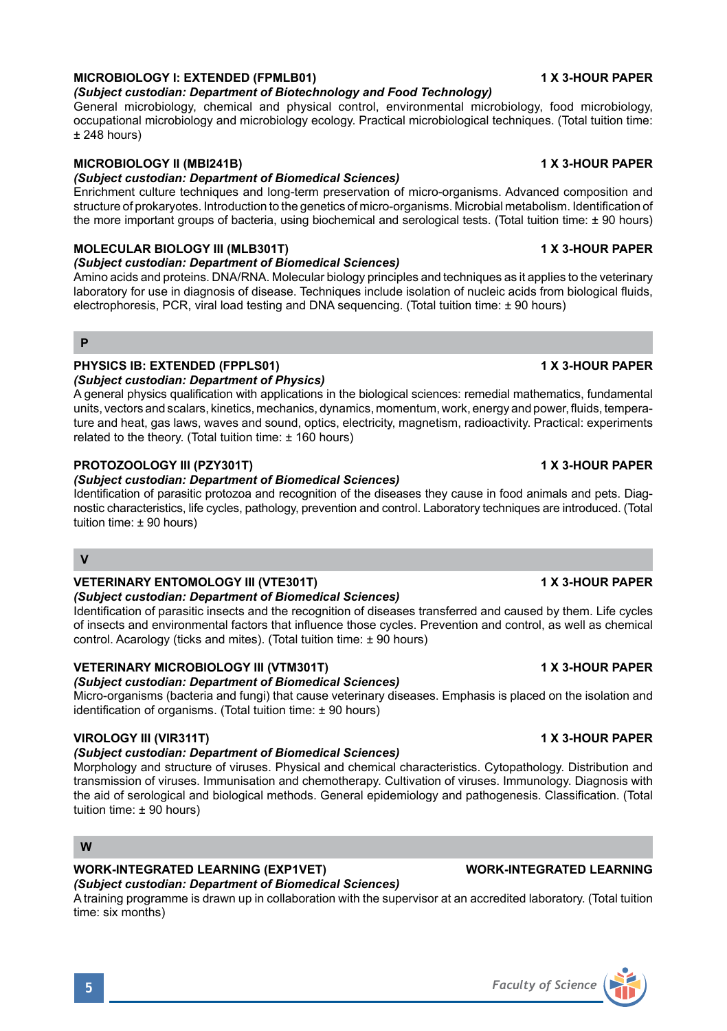### MICROBIOLOGY I: EXTENDED (FPMLB01) — 1 X 3-HOUR PAPER

***(Subject custodian: Department of Biotechnology and Food Technology)***

General microbiology, chemical and physical control, environmental microbiology, food microbiology, occupational microbiology and microbiology ecology. Practical microbiological techniques. (Total tuition time: ± 248 hours)

### MICROBIOLOGY II (MBI241B) — 1 X 3-HOUR PAPER

***(Subject custodian: Department of Biomedical Sciences)***

Enrichment culture techniques and long-term preservation of micro-organisms. Advanced composition and structure of prokaryotes. Introduction to the genetics of micro-organisms. Microbial metabolism. Identification of the more important groups of bacteria, using biochemical and serological tests. (Total tuition time: ± 90 hours)

### MOLECULAR BIOLOGY III (MLB301T) — 1 X 3-HOUR PAPER

***(Subject custodian: Department of Biomedical Sciences)***

Amino acids and proteins. DNA/RNA. Molecular biology principles and techniques as it applies to the veterinary laboratory for use in diagnosis of disease. Techniques include isolation of nucleic acids from biological fluids, electrophoresis, PCR, viral load testing and DNA sequencing. (Total tuition time: ± 90 hours)

## P

### PHYSICS IB: EXTENDED (FPPLS01) — 1 X 3-HOUR PAPER

***(Subject custodian: Department of Physics)***

A general physics qualification with applications in the biological sciences: remedial mathematics, fundamental units, vectors and scalars, kinetics, mechanics, dynamics, momentum, work, energy and power, fluids, temperature and heat, gas laws, waves and sound, optics, electricity, magnetism, radioactivity. Practical: experiments related to the theory. (Total tuition time: ± 160 hours)

### PROTOZOOLOGY III (PZY301T) — 1 X 3-HOUR PAPER

***(Subject custodian: Department of Biomedical Sciences)***

Identification of parasitic protozoa and recognition of the diseases they cause in food animals and pets. Diagnostic characteristics, life cycles, pathology, prevention and control. Laboratory techniques are introduced. (Total tuition time: ± 90 hours)

## V

### VETERINARY ENTOMOLOGY III (VTE301T) — 1 X 3-HOUR PAPER

***(Subject custodian: Department of Biomedical Sciences)***

Identification of parasitic insects and the recognition of diseases transferred and caused by them. Life cycles of insects and environmental factors that influence those cycles. Prevention and control, as well as chemical control. Acarology (ticks and mites). (Total tuition time: ± 90 hours)

### VETERINARY MICROBIOLOGY III (VTM301T) — 1 X 3-HOUR PAPER

***(Subject custodian: Department of Biomedical Sciences)***

Micro-organisms (bacteria and fungi) that cause veterinary diseases. Emphasis is placed on the isolation and identification of organisms. (Total tuition time: ± 90 hours)

### VIROLOGY III (VIR311T) — 1 X 3-HOUR PAPER

***(Subject custodian: Department of Biomedical Sciences)***

Morphology and structure of viruses. Physical and chemical characteristics. Cytopathology. Distribution and transmission of viruses. Immunisation and chemotherapy. Cultivation of viruses. Immunology. Diagnosis with the aid of serological and biological methods. General epidemiology and pathogenesis. Classification. (Total tuition time: ± 90 hours)

## W

### WORK-INTEGRATED LEARNING (EXP1VET) — WORK-INTEGRATED LEARNING

***(Subject custodian: Department of Biomedical Sciences)***

A training programme is drawn up in collaboration with the supervisor at an accredited laboratory. (Total tuition time: six months)